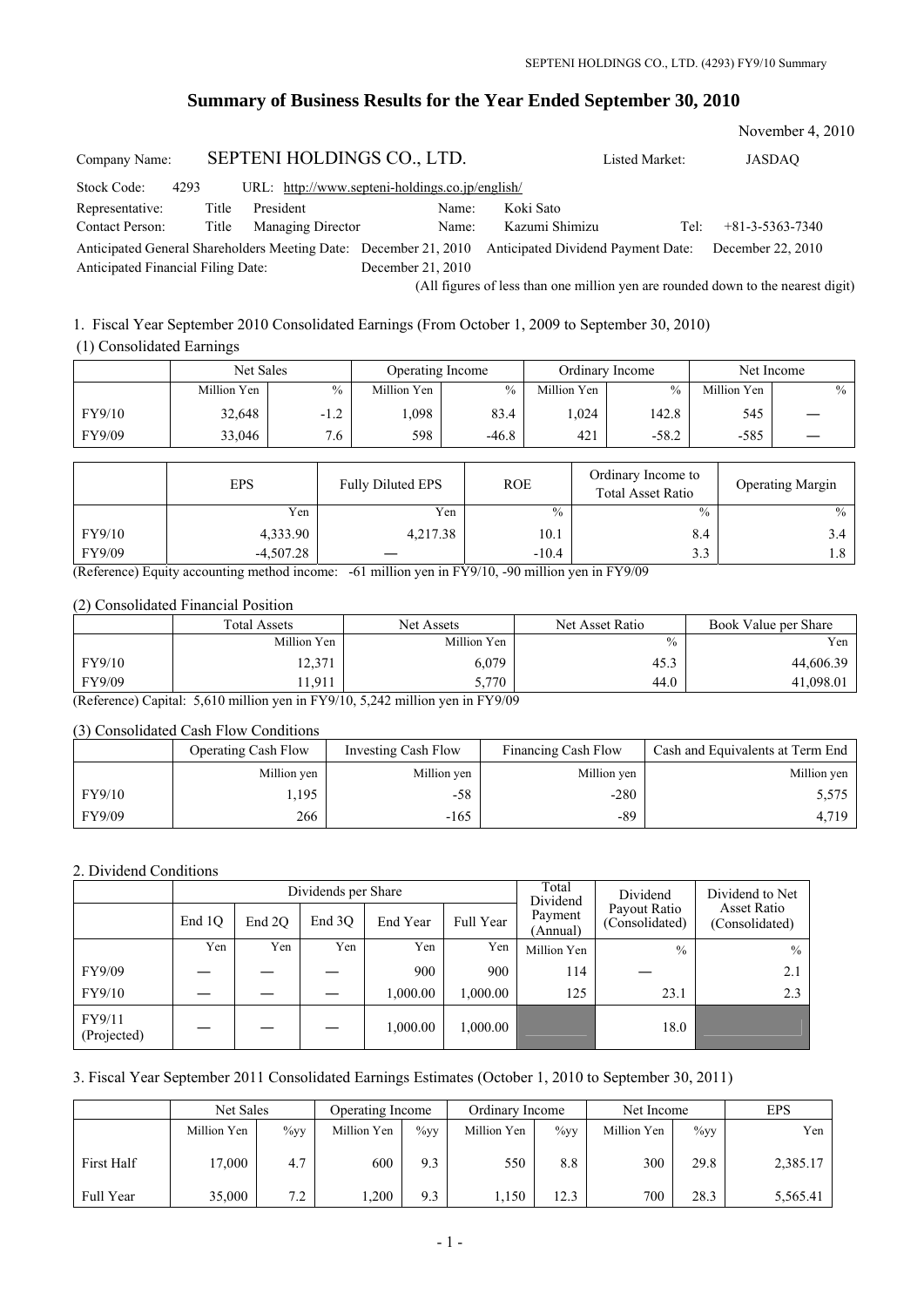# Summary of Business Results for the Year Ended September 30, 2010

November 4, 2010

Company Name: SEPTENI HOLDINGS CO., LTD. Listed Market: JASDAQ

Stock Code: 4293 URL: http://www.septeni-holdings.co.jp/english/

Representative: Title President Name: Koki Sato

Contact Person: Title Managing Director Name: Kazumi Shimizu Tel: +81-3-5363-7340

Anticipated General Shareholders Meeting Date: December 21, 2010 Anticipated Dividend Payment Date: December 22, 2010

Anticipated Financial Filing Date: December 21, 2010

(All figures of less than one million yen are rounded down to the nearest digit)

## 1. Fiscal Year September 2010 Consolidated Earnings (From October 1, 2009 to September 30, 2010)

### (1) Consolidated Earnings

| | Net Sales | | Operating Income | | Ordinary Income | | Net Income | |
|---|---|---|---|---|---|---|---|---|
| | Million Yen | % | Million Yen | % | Million Yen | % | Million Yen | % |
| FY9/10 | 32,648 | -1.2 | 1,098 | 83.4 | 1,024 | 142.8 | 545 | ― |
| FY9/09 | 33,046 | 7.6 | 598 | -46.8 | 421 | -58.2 | -585 | ― |

| | EPS | Fully Diluted EPS | ROE | Ordinary Income to Total Asset Ratio | Operating Margin |
|---|---|---|---|---|---|
| | Yen | Yen | % | % | % |
| FY9/10 | 4,333.90 | 4,217.38 | 10.1 | 8.4 | 3.4 |
| FY9/09 | -4,507.28 | ― | -10.4 | 3.3 | 1.8 |

(Reference) Equity accounting method income: -61 million yen in FY9/10, -90 million yen in FY9/09

### (2) Consolidated Financial Position

| | Total Assets | Net Assets | Net Asset Ratio | Book Value per Share |
|---|---|---|---|---|
| | Million Yen | Million Yen | % | Yen |
| FY9/10 | 12,371 | 6,079 | 45.3 | 44,606.39 |
| FY9/09 | 11,911 | 5,770 | 44.0 | 41,098.01 |

(Reference) Capital: 5,610 million yen in FY9/10, 5,242 million yen in FY9/09

### (3) Consolidated Cash Flow Conditions

| | Operating Cash Flow | Investing Cash Flow | Financing Cash Flow | Cash and Equivalents at Term End |
|---|---|---|---|---|
| | Million yen | Million yen | Million yen | Million yen |
| FY9/10 | 1,195 | -58 | -280 | 5,575 |
| FY9/09 | 266 | -165 | -89 | 4,719 |

## 2. Dividend Conditions

| | Dividends per Share | | | | | Total Dividend Payment (Annual) | Dividend Payout Ratio (Consolidated) | Dividend to Net Asset Ratio (Consolidated) |
|---|---|---|---|---|---|---|---|---|
| | End 1Q | End 2Q | End 3Q | End Year | Full Year | | | |
| | Yen | Yen | Yen | Yen | Yen | Million Yen | % | % |
| FY9/09 | ― | ― | ― | 900 | 900 | 114 | ― | 2.1 |
| FY9/10 | ― | ― | ― | 1,000.00 | 1,000.00 | 125 | 23.1 | 2.3 |
| FY9/11 (Projected) | ― | ― | ― | 1,000.00 | 1,000.00 | | 18.0 | |

## 3. Fiscal Year September 2011 Consolidated Earnings Estimates (October 1, 2010 to September 30, 2011)

| | Net Sales | | Operating Income | | Ordinary Income | | Net Income | | EPS |
|---|---|---|---|---|---|---|---|---|---|
| | Million Yen | %yy | Million Yen | %yy | Million Yen | %yy | Million Yen | %yy | Yen |
| First Half | 17,000 | 4.7 | 600 | 9.3 | 550 | 8.8 | 300 | 29.8 | 2,385.17 |
| Full Year | 35,000 | 7.2 | 1,200 | 9.3 | 1,150 | 12.3 | 700 | 28.3 | 5,565.41 |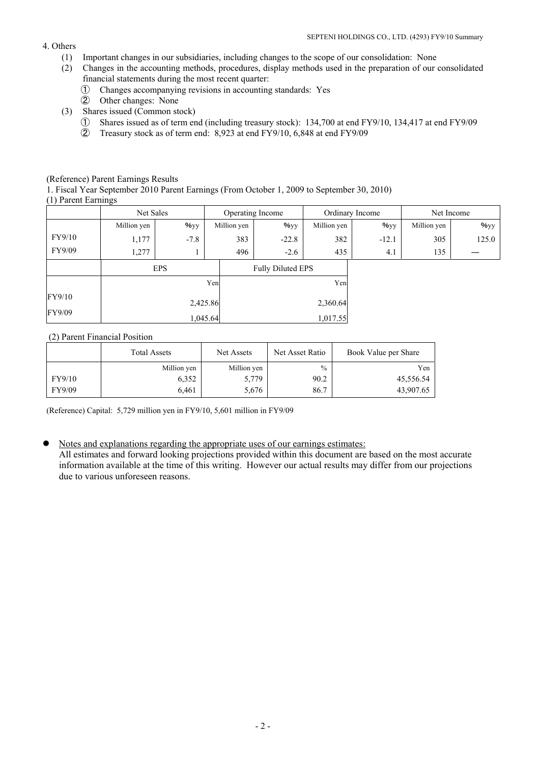4. Others

(1) Important changes in our subsidiaries, including changes to the scope of our consolidation: None

(2) Changes in the accounting methods, procedures, display methods used in the preparation of our consolidated financial statements during the most recent quarter:

① Changes accompanying revisions in accounting standards: Yes

② Other changes: None

(3) Shares issued (Common stock)

① Shares issued as of term end (including treasury stock): 134,700 at end FY9/10, 134,417 at end FY9/09

② Treasury stock as of term end: 8,923 at end FY9/10, 6,848 at end FY9/09

(Reference) Parent Earnings Results

1. Fiscal Year September 2010 Parent Earnings (From October 1, 2009 to September 30, 2010)

(1) Parent Earnings

| | Net Sales | | Operating Income | | Ordinary Income | | Net Income | |
|---|---|---|---|---|---|---|---|---|
| | Million yen | %yy | Million yen | %yy | Million yen | %yy | Million yen | %yy |
| FY9/10 | 1,177 | -7.8 | 383 | -22.8 | 382 | -12.1 | 305 | 125.0 |
| FY9/09 | 1,277 | 1 | 496 | -2.6 | 435 | 4.1 | 135 | ― |

| | EPS | Fully Diluted EPS |
|---|---|---|
| | Yen | Yen |
| FY9/10 | 2,425.86 | 2,360.64 |
| FY9/09 | 1,045.64 | 1,017.55 |

(2) Parent Financial Position

| | Total Assets | Net Assets | Net Asset Ratio | Book Value per Share |
|---|---|---|---|---|
| | Million yen | Million yen | % | Yen |
| FY9/10 | 6,352 | 5,779 | 90.2 | 45,556.54 |
| FY9/09 | 6,461 | 5,676 | 86.7 | 43,907.65 |

(Reference) Capital: 5,729 million yen in FY9/10, 5,601 million in FY9/09

- Notes and explanations regarding the appropriate uses of our earnings estimates:
  All estimates and forward looking projections provided within this document are based on the most accurate information available at the time of this writing. However our actual results may differ from our projections due to various unforeseen reasons.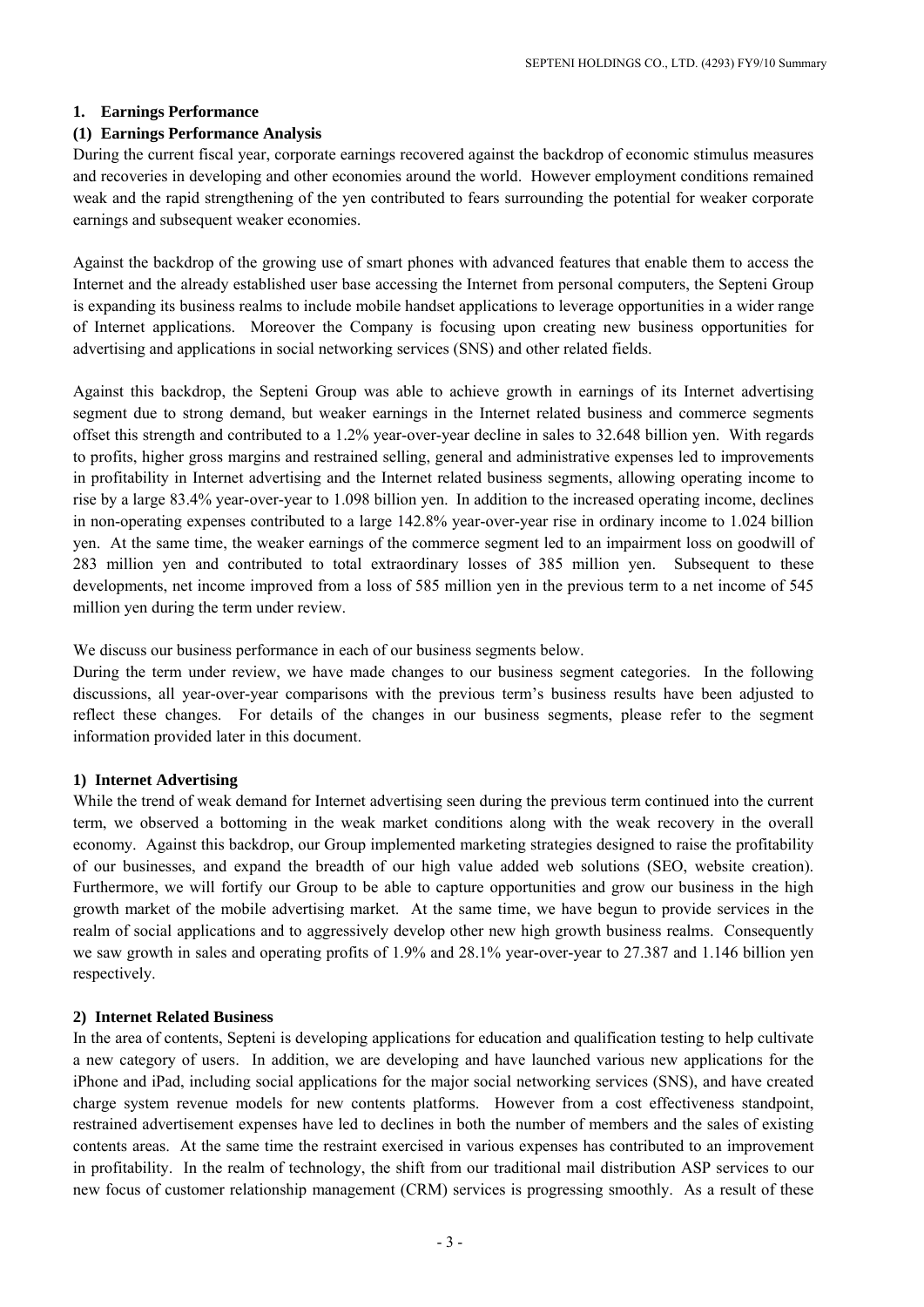## 1. Earnings Performance

### (1) Earnings Performance Analysis

During the current fiscal year, corporate earnings recovered against the backdrop of economic stimulus measures and recoveries in developing and other economies around the world. However employment conditions remained weak and the rapid strengthening of the yen contributed to fears surrounding the potential for weaker corporate earnings and subsequent weaker economies.

Against the backdrop of the growing use of smart phones with advanced features that enable them to access the Internet and the already established user base accessing the Internet from personal computers, the Septeni Group is expanding its business realms to include mobile handset applications to leverage opportunities in a wider range of Internet applications. Moreover the Company is focusing upon creating new business opportunities for advertising and applications in social networking services (SNS) and other related fields.

Against this backdrop, the Septeni Group was able to achieve growth in earnings of its Internet advertising segment due to strong demand, but weaker earnings in the Internet related business and commerce segments offset this strength and contributed to a 1.2% year-over-year decline in sales to 32.648 billion yen. With regards to profits, higher gross margins and restrained selling, general and administrative expenses led to improvements in profitability in Internet advertising and the Internet related business segments, allowing operating income to rise by a large 83.4% year-over-year to 1.098 billion yen. In addition to the increased operating income, declines in non-operating expenses contributed to a large 142.8% year-over-year rise in ordinary income to 1.024 billion yen. At the same time, the weaker earnings of the commerce segment led to an impairment loss on goodwill of 283 million yen and contributed to total extraordinary losses of 385 million yen. Subsequent to these developments, net income improved from a loss of 585 million yen in the previous term to a net income of 545 million yen during the term under review.

We discuss our business performance in each of our business segments below.
During the term under review, we have made changes to our business segment categories. In the following discussions, all year-over-year comparisons with the previous term's business results have been adjusted to reflect these changes. For details of the changes in our business segments, please refer to the segment information provided later in this document.

#### 1) Internet Advertising

While the trend of weak demand for Internet advertising seen during the previous term continued into the current term, we observed a bottoming in the weak market conditions along with the weak recovery in the overall economy. Against this backdrop, our Group implemented marketing strategies designed to raise the profitability of our businesses, and expand the breadth of our high value added web solutions (SEO, website creation). Furthermore, we will fortify our Group to be able to capture opportunities and grow our business in the high growth market of the mobile advertising market. At the same time, we have begun to provide services in the realm of social applications and to aggressively develop other new high growth business realms. Consequently we saw growth in sales and operating profits of 1.9% and 28.1% year-over-year to 27.387 and 1.146 billion yen respectively.

#### 2) Internet Related Business

In the area of contents, Septeni is developing applications for education and qualification testing to help cultivate a new category of users. In addition, we are developing and have launched various new applications for the iPhone and iPad, including social applications for the major social networking services (SNS), and have created charge system revenue models for new contents platforms. However from a cost effectiveness standpoint, restrained advertisement expenses have led to declines in both the number of members and the sales of existing contents areas. At the same time the restraint exercised in various expenses has contributed to an improvement in profitability. In the realm of technology, the shift from our traditional mail distribution ASP services to our new focus of customer relationship management (CRM) services is progressing smoothly. As a result of these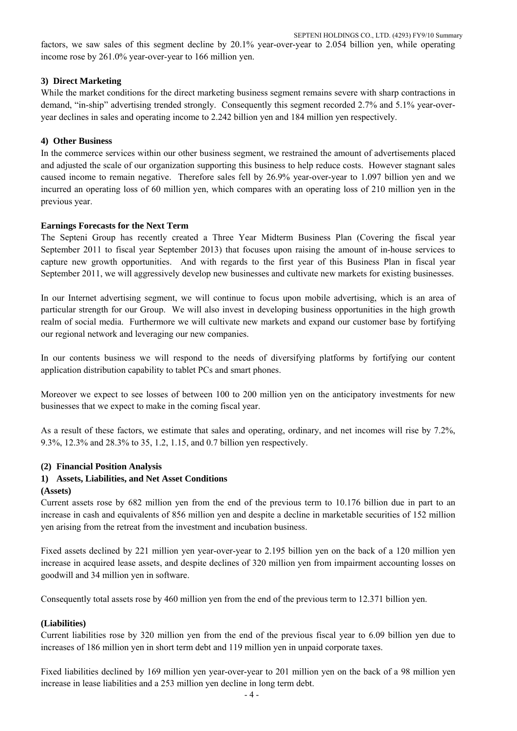factors, we saw sales of this segment decline by 20.1% year-over-year to 2.054 billion yen, while operating income rose by 261.0% year-over-year to 166 million yen.

#### 3) Direct Marketing

While the market conditions for the direct marketing business segment remains severe with sharp contractions in demand, "in-ship" advertising trended strongly. Consequently this segment recorded 2.7% and 5.1% year-over-year declines in sales and operating income to 2.242 billion yen and 184 million yen respectively.

#### 4) Other Business

In the commerce services within our other business segment, we restrained the amount of advertisements placed and adjusted the scale of our organization supporting this business to help reduce costs. However stagnant sales caused income to remain negative. Therefore sales fell by 26.9% year-over-year to 1.097 billion yen and we incurred an operating loss of 60 million yen, which compares with an operating loss of 210 million yen in the previous year.

#### Earnings Forecasts for the Next Term

The Septeni Group has recently created a Three Year Midterm Business Plan (Covering the fiscal year September 2011 to fiscal year September 2013) that focuses upon raising the amount of in-house services to capture new growth opportunities. And with regards to the first year of this Business Plan in fiscal year September 2011, we will aggressively develop new businesses and cultivate new markets for existing businesses.

In our Internet advertising segment, we will continue to focus upon mobile advertising, which is an area of particular strength for our Group. We will also invest in developing business opportunities in the high growth realm of social media. Furthermore we will cultivate new markets and expand our customer base by fortifying our regional network and leveraging our new companies.

In our contents business we will respond to the needs of diversifying platforms by fortifying our content application distribution capability to tablet PCs and smart phones.

Moreover we expect to see losses of between 100 to 200 million yen on the anticipatory investments for new businesses that we expect to make in the coming fiscal year.

As a result of these factors, we estimate that sales and operating, ordinary, and net incomes will rise by 7.2%, 9.3%, 12.3% and 28.3% to 35, 1.2, 1.15, and 0.7 billion yen respectively.

### (2) Financial Position Analysis

#### 1) Assets, Liabilities, and Net Asset Conditions

**(Assets)**

Current assets rose by 682 million yen from the end of the previous term to 10.176 billion due in part to an increase in cash and equivalents of 856 million yen and despite a decline in marketable securities of 152 million yen arising from the retreat from the investment and incubation business.

Fixed assets declined by 221 million yen year-over-year to 2.195 billion yen on the back of a 120 million yen increase in acquired lease assets, and despite declines of 320 million yen from impairment accounting losses on goodwill and 34 million yen in software.

Consequently total assets rose by 460 million yen from the end of the previous term to 12.371 billion yen.

**(Liabilities)**

Current liabilities rose by 320 million yen from the end of the previous fiscal year to 6.09 billion yen due to increases of 186 million yen in short term debt and 119 million yen in unpaid corporate taxes.

Fixed liabilities declined by 169 million yen year-over-year to 201 million yen on the back of a 98 million yen increase in lease liabilities and a 253 million yen decline in long term debt.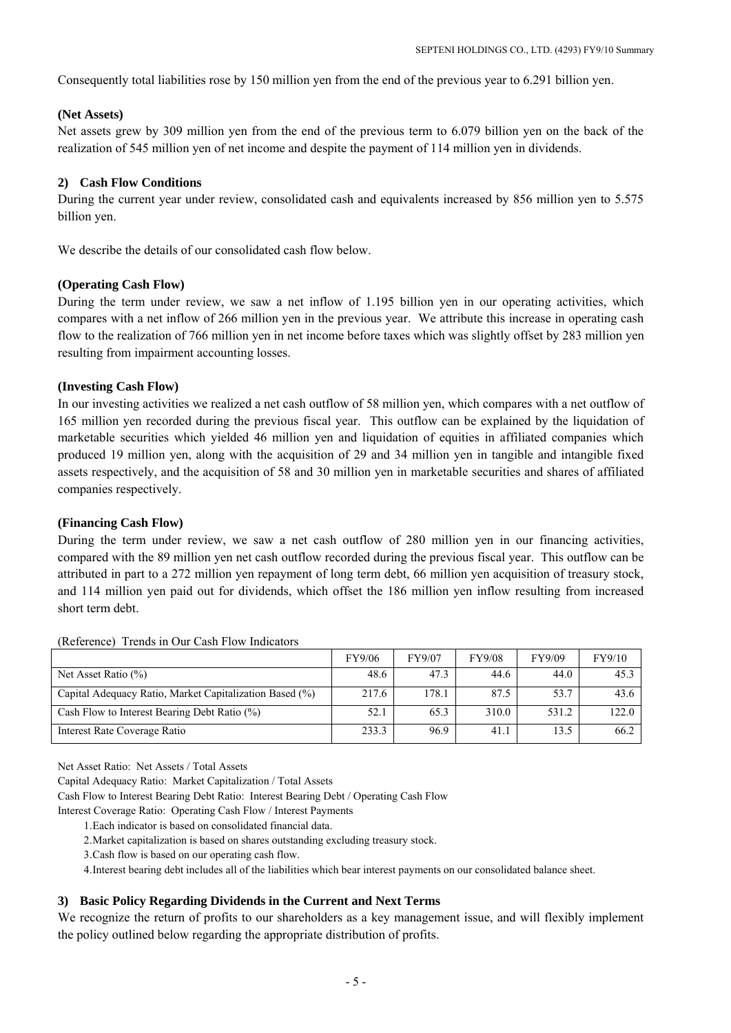Consequently total liabilities rose by 150 million yen from the end of the previous year to 6.291 billion yen.

**(Net Assets)**

Net assets grew by 309 million yen from the end of the previous term to 6.079 billion yen on the back of the realization of 545 million yen of net income and despite the payment of 114 million yen in dividends.

### 2) Cash Flow Conditions

During the current year under review, consolidated cash and equivalents increased by 856 million yen to 5.575 billion yen.

We describe the details of our consolidated cash flow below.

**(Operating Cash Flow)**

During the term under review, we saw a net inflow of 1.195 billion yen in our operating activities, which compares with a net inflow of 266 million yen in the previous year. We attribute this increase in operating cash flow to the realization of 766 million yen in net income before taxes which was slightly offset by 283 million yen resulting from impairment accounting losses.

**(Investing Cash Flow)**

In our investing activities we realized a net cash outflow of 58 million yen, which compares with a net outflow of 165 million yen recorded during the previous fiscal year. This outflow can be explained by the liquidation of marketable securities which yielded 46 million yen and liquidation of equities in affiliated companies which produced 19 million yen, along with the acquisition of 29 and 34 million yen in tangible and intangible fixed assets respectively, and the acquisition of 58 and 30 million yen in marketable securities and shares of affiliated companies respectively.

**(Financing Cash Flow)**

During the term under review, we saw a net cash outflow of 280 million yen in our financing activities, compared with the 89 million yen net cash outflow recorded during the previous fiscal year. This outflow can be attributed in part to a 272 million yen repayment of long term debt, 66 million yen acquisition of treasury stock, and 114 million yen paid out for dividends, which offset the 186 million yen inflow resulting from increased short term debt.

(Reference) Trends in Our Cash Flow Indicators

| | FY9/06 | FY9/07 | FY9/08 | FY9/09 | FY9/10 |
|---|---|---|---|---|---|
| Net Asset Ratio (%) | 48.6 | 47.3 | 44.6 | 44.0 | 45.3 |
| Capital Adequacy Ratio, Market Capitalization Based (%) | 217.6 | 178.1 | 87.5 | 53.7 | 43.6 |
| Cash Flow to Interest Bearing Debt Ratio (%) | 52.1 | 65.3 | 310.0 | 531.2 | 122.0 |
| Interest Rate Coverage Ratio | 233.3 | 96.9 | 41.1 | 13.5 | 66.2 |

Net Asset Ratio: Net Assets / Total Assets

Capital Adequacy Ratio: Market Capitalization / Total Assets

Cash Flow to Interest Bearing Debt Ratio: Interest Bearing Debt / Operating Cash Flow

Interest Coverage Ratio: Operating Cash Flow / Interest Payments

1. Each indicator is based on consolidated financial data.
2. Market capitalization is based on shares outstanding excluding treasury stock.
3. Cash flow is based on our operating cash flow.
4. Interest bearing debt includes all of the liabilities which bear interest payments on our consolidated balance sheet.

### 3) Basic Policy Regarding Dividends in the Current and Next Terms

We recognize the return of profits to our shareholders as a key management issue, and will flexibly implement the policy outlined below regarding the appropriate distribution of profits.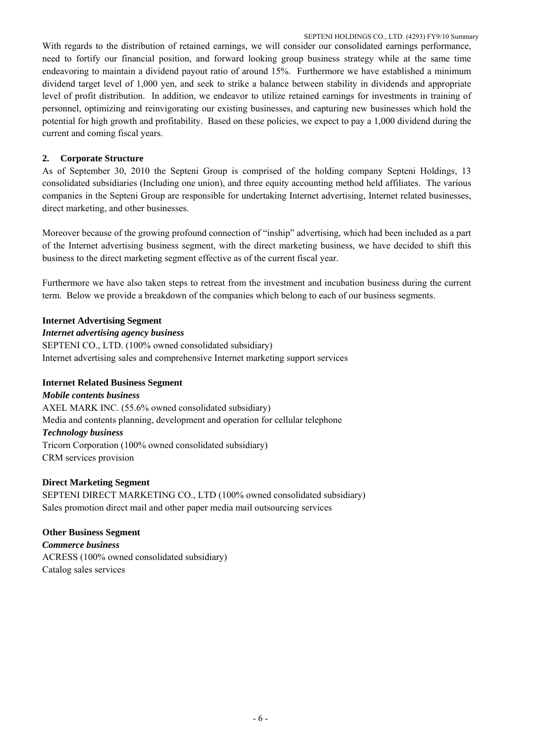With regards to the distribution of retained earnings, we will consider our consolidated earnings performance, need to fortify our financial position, and forward looking group business strategy while at the same time endeavoring to maintain a dividend payout ratio of around 15%. Furthermore we have established a minimum dividend target level of 1,000 yen, and seek to strike a balance between stability in dividends and appropriate level of profit distribution. In addition, we endeavor to utilize retained earnings for investments in training of personnel, optimizing and reinvigorating our existing businesses, and capturing new businesses which hold the potential for high growth and profitability. Based on these policies, we expect to pay a 1,000 dividend during the current and coming fiscal years.

## 2. Corporate Structure

As of September 30, 2010 the Septeni Group is comprised of the holding company Septeni Holdings, 13 consolidated subsidiaries (Including one union), and three equity accounting method held affiliates. The various companies in the Septeni Group are responsible for undertaking Internet advertising, Internet related businesses, direct marketing, and other businesses.

Moreover because of the growing profound connection of "inship" advertising, which had been included as a part of the Internet advertising business segment, with the direct marketing business, we have decided to shift this business to the direct marketing segment effective as of the current fiscal year.

Furthermore we have also taken steps to retreat from the investment and incubation business during the current term. Below we provide a breakdown of the companies which belong to each of our business segments.

**Internet Advertising Segment**

***Internet advertising agency business***

SEPTENI CO., LTD. (100% owned consolidated subsidiary)
Internet advertising sales and comprehensive Internet marketing support services

**Internet Related Business Segment**

***Mobile contents business***

AXEL MARK INC. (55.6% owned consolidated subsidiary)
Media and contents planning, development and operation for cellular telephone

***Technology business***

Tricorn Corporation (100% owned consolidated subsidiary)
CRM services provision

**Direct Marketing Segment**

SEPTENI DIRECT MARKETING CO., LTD (100% owned consolidated subsidiary)
Sales promotion direct mail and other paper media mail outsourcing services

**Other Business Segment**

***Commerce business***

ACRESS (100% owned consolidated subsidiary)
Catalog sales services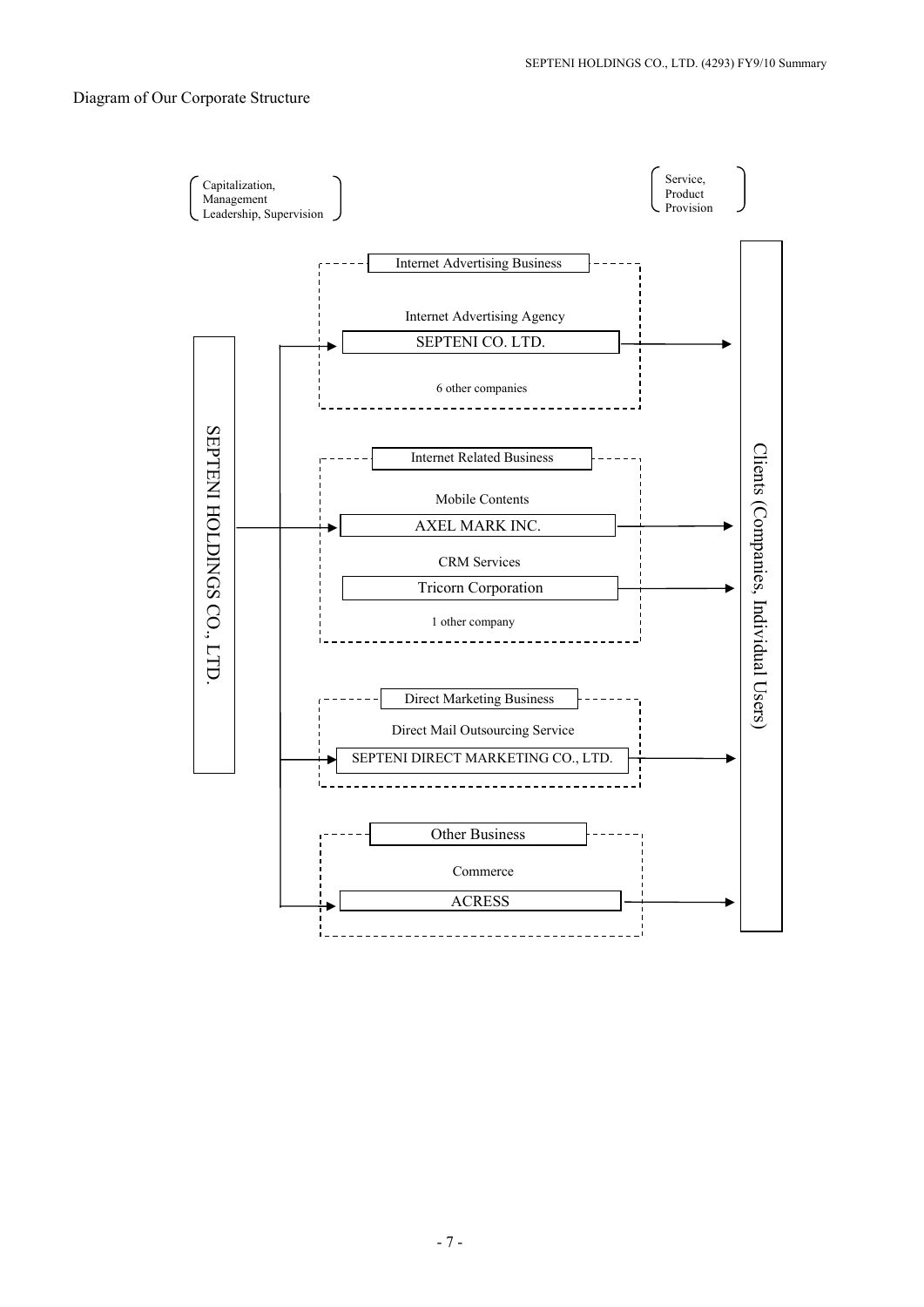Diagram of Our Corporate Structure

(Capitalization, Management Leadership, Supervision)

(Service, Product Provision)

SEPTENI HOLDINGS CO., LTD.

**Internet Advertising Business**

Internet Advertising Agency

SEPTENI CO. LTD.

6 other companies

**Internet Related Business**

Mobile Contents

AXEL MARK INC.

CRM Services

Tricorn Corporation

1 other company

**Direct Marketing Business**

Direct Mail Outsourcing Service

SEPTENI DIRECT MARKETING CO., LTD.

**Other Business**

Commerce

ACRESS

Clients (Companies, Individual Users)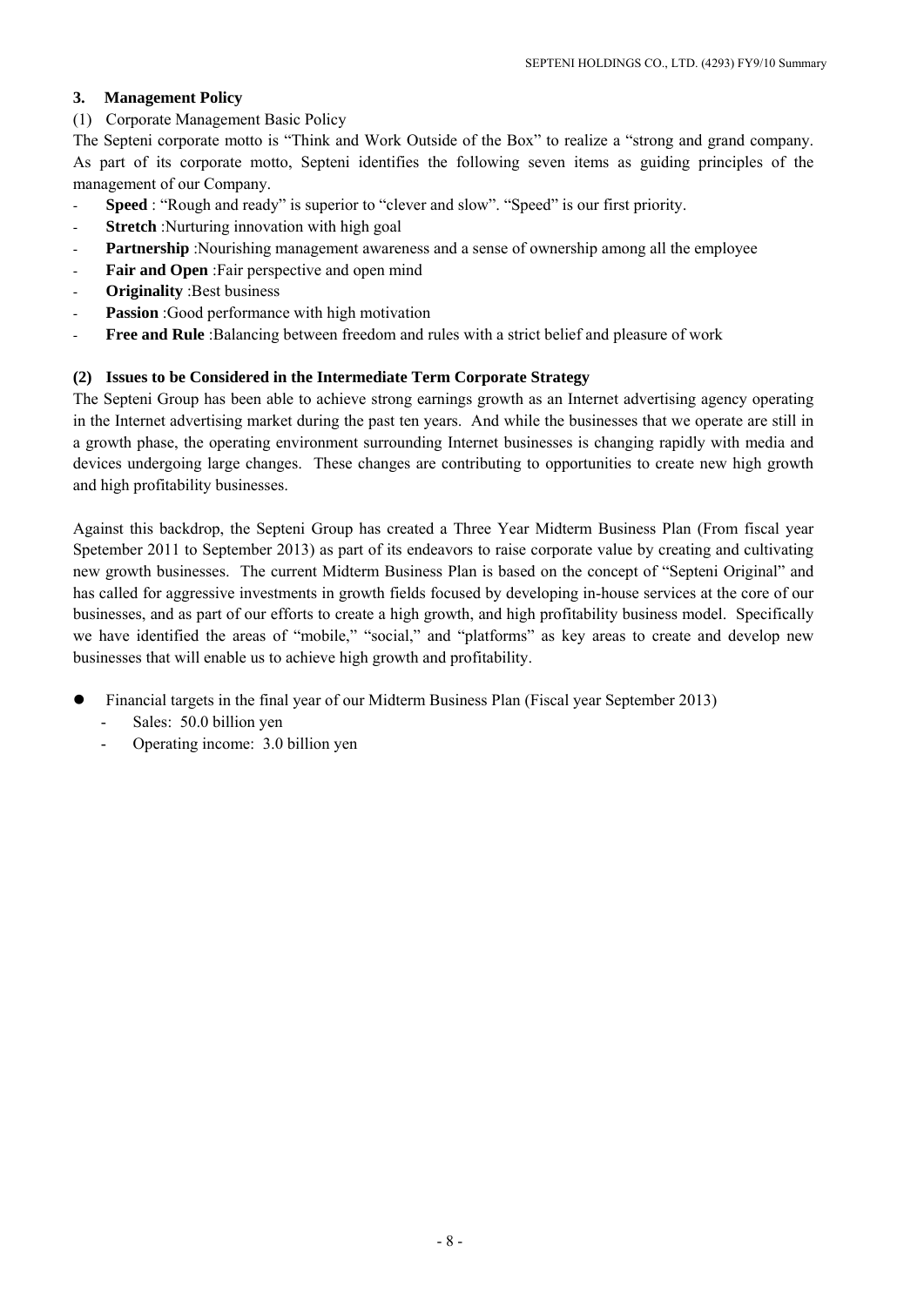## 3. Management Policy

(1) Corporate Management Basic Policy

The Septeni corporate motto is "Think and Work Outside of the Box" to realize a "strong and grand company. As part of its corporate motto, Septeni identifies the following seven items as guiding principles of the management of our Company.

- **Speed** : "Rough and ready" is superior to "clever and slow". "Speed" is our first priority.
- **Stretch** :Nurturing innovation with high goal
- **Partnership** :Nourishing management awareness and a sense of ownership among all the employee
- **Fair and Open** :Fair perspective and open mind
- **Originality** :Best business
- **Passion** :Good performance with high motivation
- **Free and Rule** :Balancing between freedom and rules with a strict belief and pleasure of work

### (2) Issues to be Considered in the Intermediate Term Corporate Strategy

The Septeni Group has been able to achieve strong earnings growth as an Internet advertising agency operating in the Internet advertising market during the past ten years. And while the businesses that we operate are still in a growth phase, the operating environment surrounding Internet businesses is changing rapidly with media and devices undergoing large changes. These changes are contributing to opportunities to create new high growth and high profitability businesses.

Against this backdrop, the Septeni Group has created a Three Year Midterm Business Plan (From fiscal year Spetember 2011 to September 2013) as part of its endeavors to raise corporate value by creating and cultivating new growth businesses. The current Midterm Business Plan is based on the concept of "Septeni Original" and has called for aggressive investments in growth fields focused by developing in-house services at the core of our businesses, and as part of our efforts to create a high growth, and high profitability business model. Specifically we have identified the areas of "mobile," "social," and "platforms" as key areas to create and develop new businesses that will enable us to achieve high growth and profitability.

- Financial targets in the final year of our Midterm Business Plan (Fiscal year September 2013)
  - Sales: 50.0 billion yen
  - Operating income: 3.0 billion yen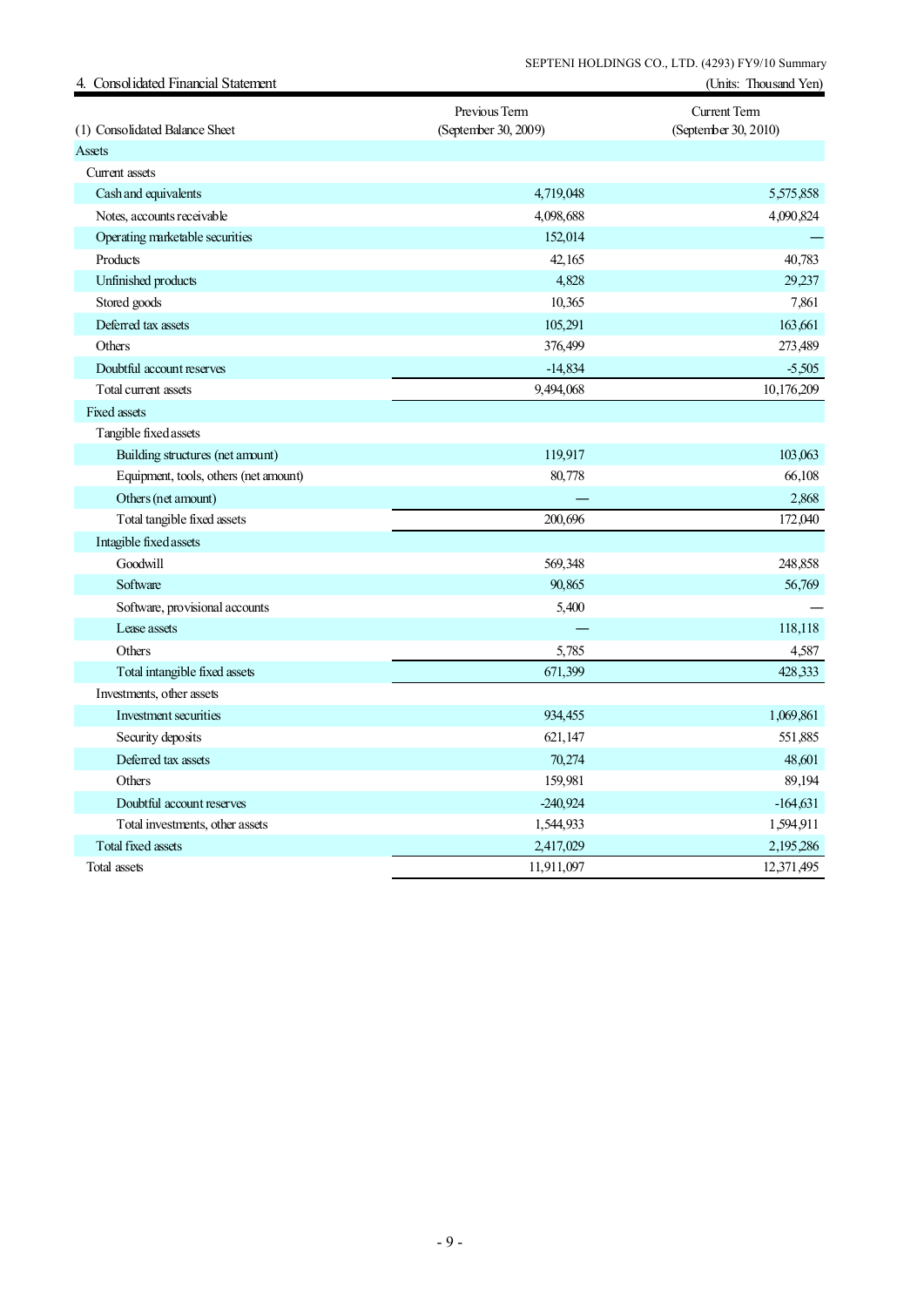## 4. Consolidated Financial Statement

(Units: Thousand Yen)

| (1) Consolidated Balance Sheet | Previous Term (September 30, 2009) | Current Term (September 30, 2010) |
|---|---|---|
| Assets | | |
| Current assets | | |
| Cash and equivalents | 4,719,048 | 5,575,858 |
| Notes, accounts receivable | 4,098,688 | 4,090,824 |
| Operating marketable securities | 152,014 | — |
| Products | 42,165 | 40,783 |
| Unfinished products | 4,828 | 29,237 |
| Stored goods | 10,365 | 7,861 |
| Deferred tax assets | 105,291 | 163,661 |
| Others | 376,499 | 273,489 |
| Doubtful account reserves | -14,834 | -5,505 |
| Total current assets | 9,494,068 | 10,176,209 |
| Fixed assets | | |
| Tangible fixed assets | | |
| Building structures (net amount) | 119,917 | 103,063 |
| Equipment, tools, others (net amount) | 80,778 | 66,108 |
| Others (net amount) | — | 2,868 |
| Total tangible fixed assets | 200,696 | 172,040 |
| Intagible fixed assets | | |
| Goodwill | 569,348 | 248,858 |
| Software | 90,865 | 56,769 |
| Software, provisional accounts | 5,400 | — |
| Lease assets | — | 118,118 |
| Others | 5,785 | 4,587 |
| Total intangible fixed assets | 671,399 | 428,333 |
| Investments, other assets | | |
| Investment securities | 934,455 | 1,069,861 |
| Security deposits | 621,147 | 551,885 |
| Deferred tax assets | 70,274 | 48,601 |
| Others | 159,981 | 89,194 |
| Doubtful account reserves | -240,924 | -164,631 |
| Total investments, other assets | 1,544,933 | 1,594,911 |
| Total fixed assets | 2,417,029 | 2,195,286 |
| Total assets | 11,911,097 | 12,371,495 |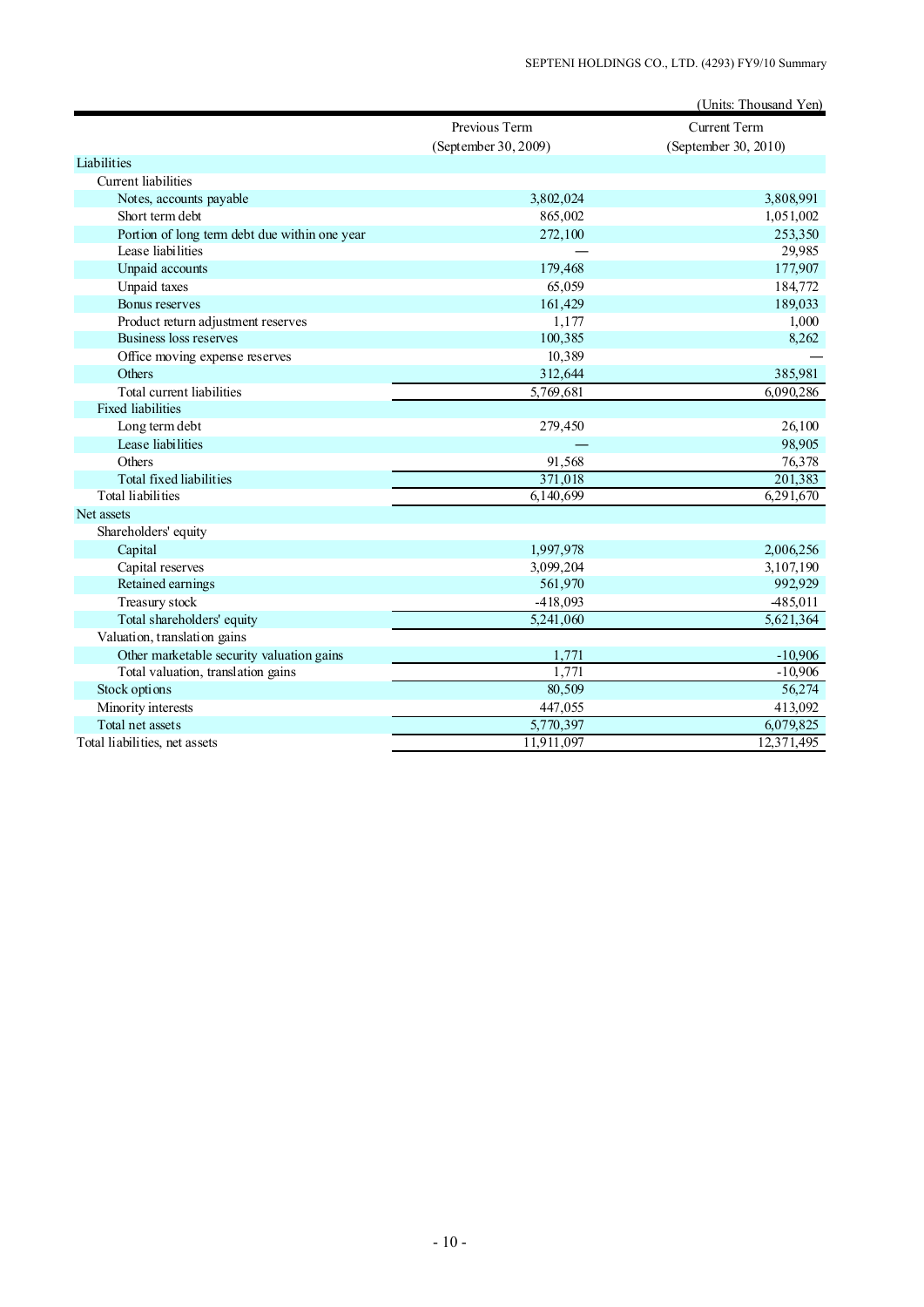(Units: Thousand Yen)

| | Previous Term (September 30, 2009) | Current Term (September 30, 2010) |
|---|---|---|
| Liabilities | | |
| Current liabilities | | |
| Notes, accounts payable | 3,802,024 | 3,808,991 |
| Short term debt | 865,002 | 1,051,002 |
| Portion of long term debt due within one year | 272,100 | 253,350 |
| Lease liabilities | — | 29,985 |
| Unpaid accounts | 179,468 | 177,907 |
| Unpaid taxes | 65,059 | 184,772 |
| Bonus reserves | 161,429 | 189,033 |
| Product return adjustment reserves | 1,177 | 1,000 |
| Business loss reserves | 100,385 | 8,262 |
| Office moving expense reserves | 10,389 | — |
| Others | 312,644 | 385,981 |
| Total current liabilities | 5,769,681 | 6,090,286 |
| Fixed liabilities | | |
| Long term debt | 279,450 | 26,100 |
| Lease liabilities | — | 98,905 |
| Others | 91,568 | 76,378 |
| Total fixed liabilities | 371,018 | 201,383 |
| Total liabilities | 6,140,699 | 6,291,670 |
| Net assets | | |
| Shareholders' equity | | |
| Capital | 1,997,978 | 2,006,256 |
| Capital reserves | 3,099,204 | 3,107,190 |
| Retained earnings | 561,970 | 992,929 |
| Treasury stock | -418,093 | -485,011 |
| Total shareholders' equity | 5,241,060 | 5,621,364 |
| Valuation, translation gains | | |
| Other marketable security valuation gains | 1,771 | -10,906 |
| Total valuation, translation gains | 1,771 | -10,906 |
| Stock options | 80,509 | 56,274 |
| Minority interests | 447,055 | 413,092 |
| Total net assets | 5,770,397 | 6,079,825 |
| Total liabilities, net assets | 11,911,097 | 12,371,495 |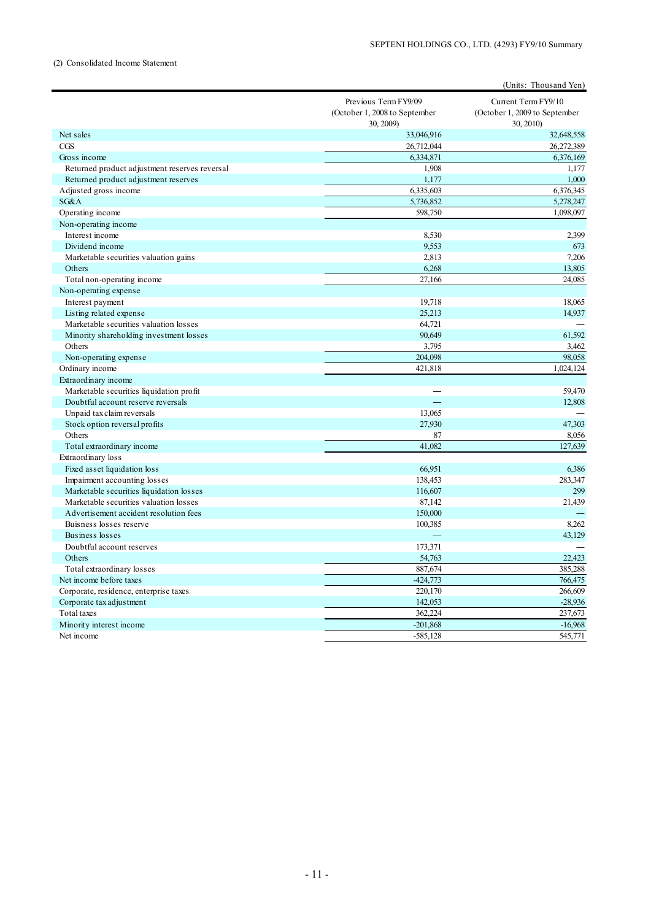(2) Consolidated Income Statement

(Units: Thousand Yen)

| | Previous Term FY9/09 (October 1, 2008 to September 30, 2009) | Current Term FY9/10 (October 1, 2009 to September 30, 2010) |
|---|---|---|
| Net sales | 33,046,916 | 32,648,558 |
| CGS | 26,712,044 | 26,272,389 |
| Gross income | 6,334,871 | 6,376,169 |
| Returned product adjustment reserves reversal | 1,908 | 1,177 |
| Returned product adjustment reserves | 1,177 | 1,000 |
| Adjusted gross income | 6,335,603 | 6,376,345 |
| SG&A | 5,736,852 | 5,278,247 |
| Operating income | 598,750 | 1,098,097 |
| Non-operating income | | |
| Interest income | 8,530 | 2,399 |
| Dividend income | 9,553 | 673 |
| Marketable securities valuation gains | 2,813 | 7,206 |
| Others | 6,268 | 13,805 |
| Total non-operating income | 27,166 | 24,085 |
| Non-operating expense | | |
| Interest payment | 19,718 | 18,065 |
| Listing related expense | 25,213 | 14,937 |
| Marketable securities valuation losses | 64,721 | — |
| Minority shareholding investment losses | 90,649 | 61,592 |
| Others | 3,795 | 3,462 |
| Non-operating expense | 204,098 | 98,058 |
| Ordinary income | 421,818 | 1,024,124 |
| Extraordinary income | | |
| Marketable securities liquidation profit | — | 59,470 |
| Doubtful account reserve reversals | — | 12,808 |
| Unpaid tax claim reversals | 13,065 | — |
| Stock option reversal profits | 27,930 | 47,303 |
| Others | 87 | 8,056 |
| Total extraordinary income | 41,082 | 127,639 |
| Extraordinary loss | | |
| Fixed asset liquidation loss | 66,951 | 6,386 |
| Impairment accounting losses | 138,453 | 283,347 |
| Marketable securities liquidation losses | 116,607 | 299 |
| Marketable securities valuation losses | 87,142 | 21,439 |
| Advertisement accident resolution fees | 150,000 | — |
| Buisness losses reserve | 100,385 | 8,262 |
| Business losses | — | 43,129 |
| Doubtful account reserves | 173,371 | — |
| Others | 54,763 | 22,423 |
| Total extraordinary losses | 887,674 | 385,288 |
| Net income before taxes | -424,773 | 766,475 |
| Corporate, residence, enterprise taxes | 220,170 | 266,609 |
| Corporate tax adjustment | 142,053 | -28,936 |
| Total taxes | 362,224 | 237,673 |
| Minority interest income | -201,868 | -16,968 |
| Net income | -585,128 | 545,771 |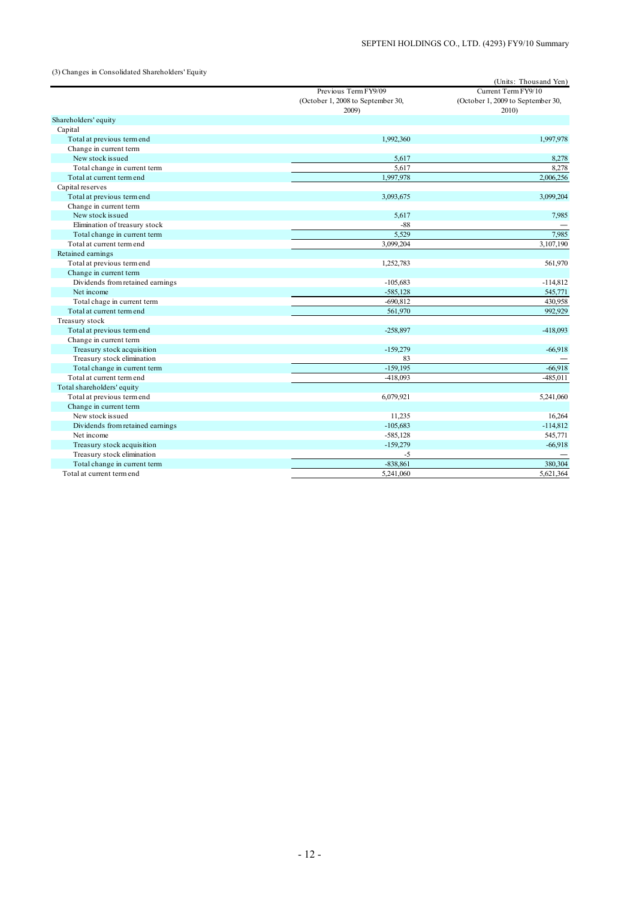(3) Changes in Consolidated Shareholders' Equity

(Units: Thousand Yen)

| | Previous Term FY9/09 (October 1, 2008 to September 30, 2009) | Current Term FY9/10 (October 1, 2009 to September 30, 2010) |
|---|---|---|
| Shareholders' equity | | |
| Capital | | |
| Total at previous term end | 1,992,360 | 1,997,978 |
| Change in current term | | |
| New stock issued | 5,617 | 8,278 |
| Total change in current term | 5,617 | 8,278 |
| Total at current term end | 1,997,978 | 2,006,256 |
| Capital reserves | | |
| Total at previous term end | 3,093,675 | 3,099,204 |
| Change in current term | | |
| New stock issued | 5,617 | 7,985 |
| Elimination of treasury stock | -88 | — |
| Total change in current term | 5,529 | 7,985 |
| Total at current term end | 3,099,204 | 3,107,190 |
| Retained earnings | | |
| Total at previous term end | 1,252,783 | 561,970 |
| Change in current term | | |
| Dividends from retained earnings | -105,683 | -114,812 |
| Net income | -585,128 | 545,771 |
| Total chage in current term | -690,812 | 430,958 |
| Total at current term end | 561,970 | 992,929 |
| Treasury stock | | |
| Total at previous term end | -258,897 | -418,093 |
| Change in current term | | |
| Treasury stock acquisition | -159,279 | -66,918 |
| Treasury stock elimination | 83 | — |
| Total change in current term | -159,195 | -66,918 |
| Total at current term end | -418,093 | -485,011 |
| Total shareholders' equity | | |
| Total at previous term end | 6,079,921 | 5,241,060 |
| Change in current term | | |
| New stock issued | 11,235 | 16,264 |
| Dividends from retained earnings | -105,683 | -114,812 |
| Net income | -585,128 | 545,771 |
| Treasury stock acquisition | -159,279 | -66,918 |
| Treasury stock elimination | -5 | — |
| Total change in current term | -838,861 | 380,304 |
| Total at current term end | 5,241,060 | 5,621,364 |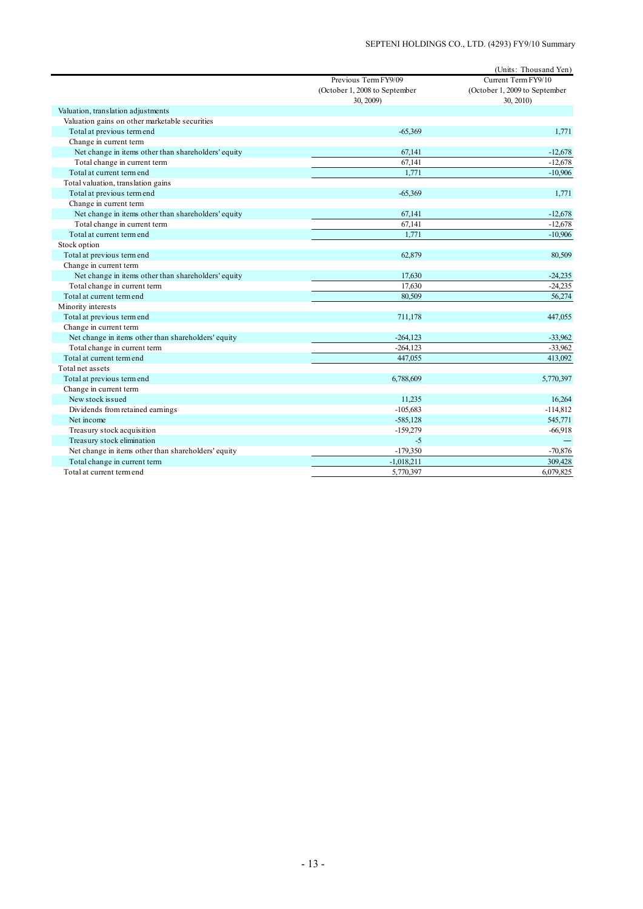(Units: Thousand Yen)

| | Previous Term FY9/09 (October 1, 2008 to September 30, 2009) | Current Term FY9/10 (October 1, 2009 to September 30, 2010) |
|---|---|---|
| Valuation, translation adjustments | | |
| Valuation gains on other marketable securities | | |
| Total at previous term end | -65,369 | 1,771 |
| Change in current term | | |
| Net change in items other than shareholders' equity | 67,141 | -12,678 |
| Total change in current term | 67,141 | -12,678 |
| Total at current term end | 1,771 | -10,906 |
| Total valuation, translation gains | | |
| Total at previous term end | -65,369 | 1,771 |
| Change in current term | | |
| Net change in items other than shareholders' equity | 67,141 | -12,678 |
| Total change in current term | 67,141 | -12,678 |
| Total at current term end | 1,771 | -10,906 |
| Stock option | | |
| Total at previous term end | 62,879 | 80,509 |
| Change in current term | | |
| Net change in items other than shareholders' equity | 17,630 | -24,235 |
| Total change in current term | 17,630 | -24,235 |
| Total at current term end | 80,509 | 56,274 |
| Minority interests | | |
| Total at previous term end | 711,178 | 447,055 |
| Change in current term | | |
| Net change in items other than shareholders' equity | -264,123 | -33,962 |
| Total change in current term | -264,123 | -33,962 |
| Total at current term end | 447,055 | 413,092 |
| Total net assets | | |
| Total at previous term end | 6,788,609 | 5,770,397 |
| Change in current term | | |
| New stock issued | 11,235 | 16,264 |
| Dividends from retained earnings | -105,683 | -114,812 |
| Net income | -585,128 | 545,771 |
| Treasury stock acquisition | -159,279 | -66,918 |
| Treasury stock elimination | -5 | — |
| Net change in items other than shareholders' equity | -179,350 | -70,876 |
| Total change in current term | -1,018,211 | 309,428 |
| Total at current term end | 5,770,397 | 6,079,825 |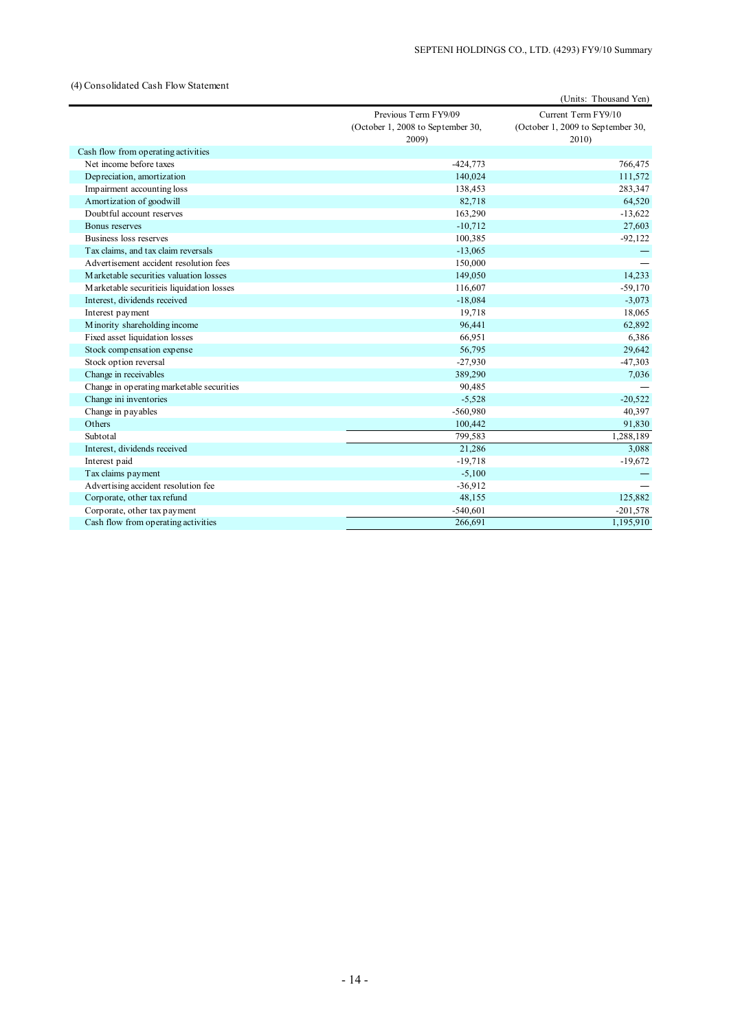(4) Consolidated Cash Flow Statement

(Units: Thousand Yen)

| | Previous Term FY9/09 (October 1, 2008 to September 30, 2009) | Current Term FY9/10 (October 1, 2009 to September 30, 2010) |
|---|---|---|
| Cash flow from operating activities | | |
| Net income before taxes | -424,773 | 766,475 |
| Depreciation, amortization | 140,024 | 111,572 |
| Impairment accounting loss | 138,453 | 283,347 |
| Amortization of goodwill | 82,718 | 64,520 |
| Doubtful account reserves | 163,290 | -13,622 |
| Bonus reserves | -10,712 | 27,603 |
| Business loss reserves | 100,385 | -92,122 |
| Tax claims, and tax claim reversals | -13,065 | — |
| Advertisement accident resolution fees | 150,000 | — |
| Marketable securities valuation losses | 149,050 | 14,233 |
| Marketable securitieis liquidation losses | 116,607 | -59,170 |
| Interest, dividends received | -18,084 | -3,073 |
| Interest payment | 19,718 | 18,065 |
| Minority shareholding income | 96,441 | 62,892 |
| Fixed asset liquidation losses | 66,951 | 6,386 |
| Stock compensation expense | 56,795 | 29,642 |
| Stock option reversal | -27,930 | -47,303 |
| Change in receivables | 389,290 | 7,036 |
| Change in operating marketable securities | 90,485 | — |
| Change ini inventories | -5,528 | -20,522 |
| Change in payables | -560,980 | 40,397 |
| Others | 100,442 | 91,830 |
| Subtotal | 799,583 | 1,288,189 |
| Interest, dividends received | 21,286 | 3,088 |
| Interest paid | -19,718 | -19,672 |
| Tax claims payment | -5,100 | — |
| Advertising accident resolution fee | -36,912 | — |
| Corporate, other tax refund | 48,155 | 125,882 |
| Corporate, other tax payment | -540,601 | -201,578 |
| Cash flow from operating activities | 266,691 | 1,195,910 |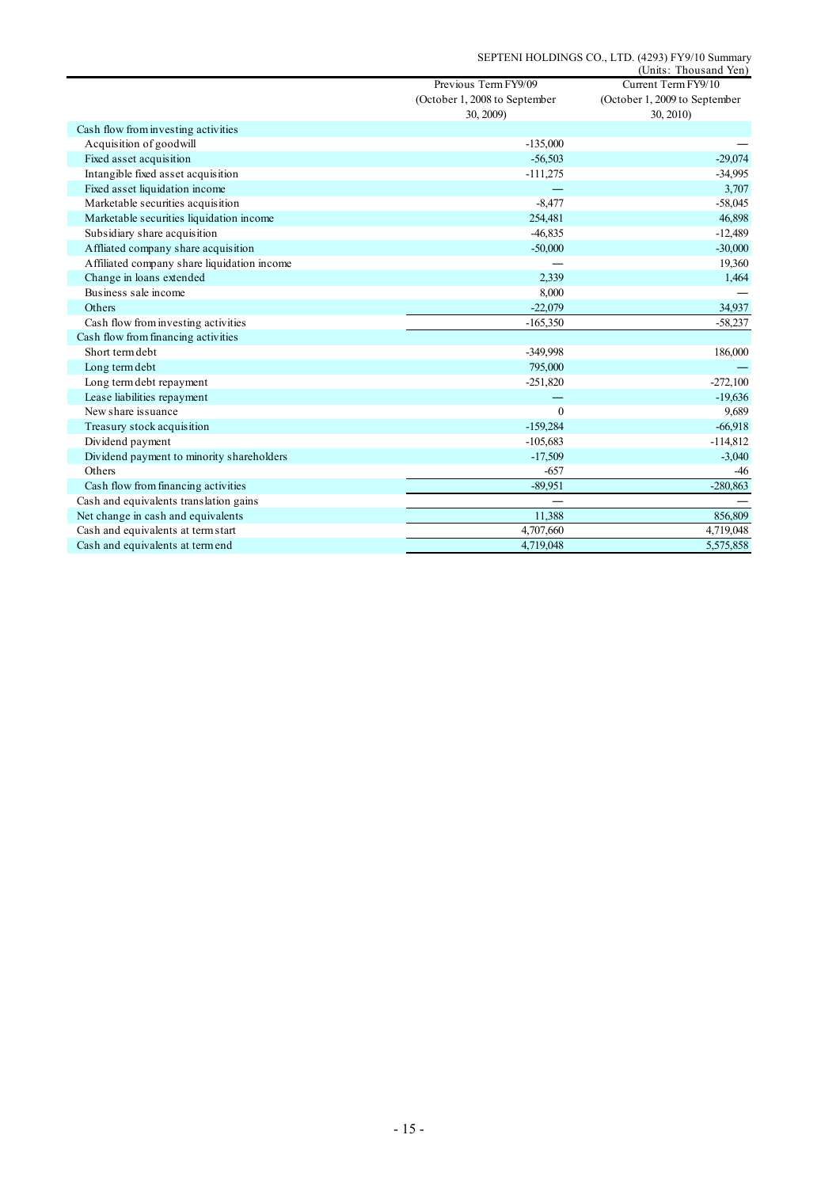(Units: Thousand Yen)

| | Previous Term FY9/09 (October 1, 2008 to September 30, 2009) | Current Term FY9/10 (October 1, 2009 to September 30, 2010) |
|---|---|---|
| Cash flow from investing activities | | |
| Acquisition of goodwill | -135,000 | — |
| Fixed asset acquisition | -56,503 | -29,074 |
| Intangible fixed asset acquisition | -111,275 | -34,995 |
| Fixed asset liquidation income | — | 3,707 |
| Marketable securities acquisition | -8,477 | -58,045 |
| Marketable securities liquidation income | 254,481 | 46,898 |
| Subsidiary share acquisition | -46,835 | -12,489 |
| Affliated company share acquisition | -50,000 | -30,000 |
| Affiliated company share liquidation income | — | 19,360 |
| Change in loans extended | 2,339 | 1,464 |
| Business sale income | 8,000 | — |
| Others | -22,079 | 34,937 |
| Cash flow from investing activities | -165,350 | -58,237 |
| Cash flow from financing activities | | |
| Short term debt | -349,998 | 186,000 |
| Long term debt | 795,000 | — |
| Long term debt repayment | -251,820 | -272,100 |
| Lease liabilities repayment | — | -19,636 |
| New share issuance | 0 | 9,689 |
| Treasury stock acquisition | -159,284 | -66,918 |
| Dividend payment | -105,683 | -114,812 |
| Dividend payment to minority shareholders | -17,509 | -3,040 |
| Others | -657 | -46 |
| Cash flow from financing activities | -89,951 | -280,863 |
| Cash and equivalents translation gains | — | — |
| Net change in cash and equivalents | 11,388 | 856,809 |
| Cash and equivalents at term start | 4,707,660 | 4,719,048 |
| Cash and equivalents at term end | 4,719,048 | 5,575,858 |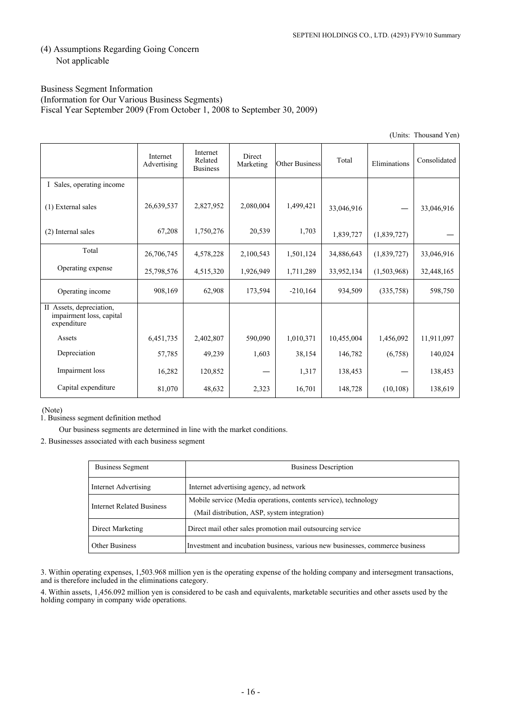## (4) Assumptions Regarding Going Concern

Not applicable

### Business Segment Information

(Information for Our Various Business Segments)

Fiscal Year September 2009 (From October 1, 2008 to September 30, 2009)

(Units: Thousand Yen)

| | Internet Advertising | Internet Related Business | Direct Marketing | Other Business | Total | Eliminations | Consolidated |
|---|---|---|---|---|---|---|---|
| I Sales, operating income | | | | | | | |
| (1) External sales | 26,639,537 | 2,827,952 | 2,080,004 | 1,499,421 | 33,046,916 | — | 33,046,916 |
| (2) Internal sales | 67,208 | 1,750,276 | 20,539 | 1,703 | 1,839,727 | (1,839,727) | — |
| Total | 26,706,745 | 4,578,228 | 2,100,543 | 1,501,124 | 34,886,643 | (1,839,727) | 33,046,916 |
| Operating expense | 25,798,576 | 4,515,320 | 1,926,949 | 1,711,289 | 33,952,134 | (1,503,968) | 32,448,165 |
| Operating income | 908,169 | 62,908 | 173,594 | -210,164 | 934,509 | (335,758) | 598,750 |
| II Assets, depreciation, impairment loss, capital expenditure | | | | | | | |
| Assets | 6,451,735 | 2,402,807 | 590,090 | 1,010,371 | 10,455,004 | 1,456,092 | 11,911,097 |
| Depreciation | 57,785 | 49,239 | 1,603 | 38,154 | 146,782 | (6,758) | 140,024 |
| Impairment loss | 16,282 | 120,852 | — | 1,317 | 138,453 | — | 138,453 |
| Capital expenditure | 81,070 | 48,632 | 2,323 | 16,701 | 148,728 | (10,108) | 138,619 |

(Note)

1. Business segment definition method

   Our business segments are determined in line with the market conditions.

2. Businesses associated with each business segment

| Business Segment | Business Description |
|---|---|
| Internet Advertising | Internet advertising agency, ad network |
| Internet Related Business | Mobile service (Media operations, contents service), technology (Mail distribution, ASP, system integration) |
| Direct Marketing | Direct mail other sales promotion mail outsourcing service |
| Other Business | Investment and incubation business, various new businesses, commerce business |

3. Within operating expenses, 1,503.968 million yen is the operating expense of the holding company and intersegment transactions, and is therefore included in the eliminations category.

4. Within assets, 1,456.092 million yen is considered to be cash and equivalents, marketable securities and other assets used by the holding company in company wide operations.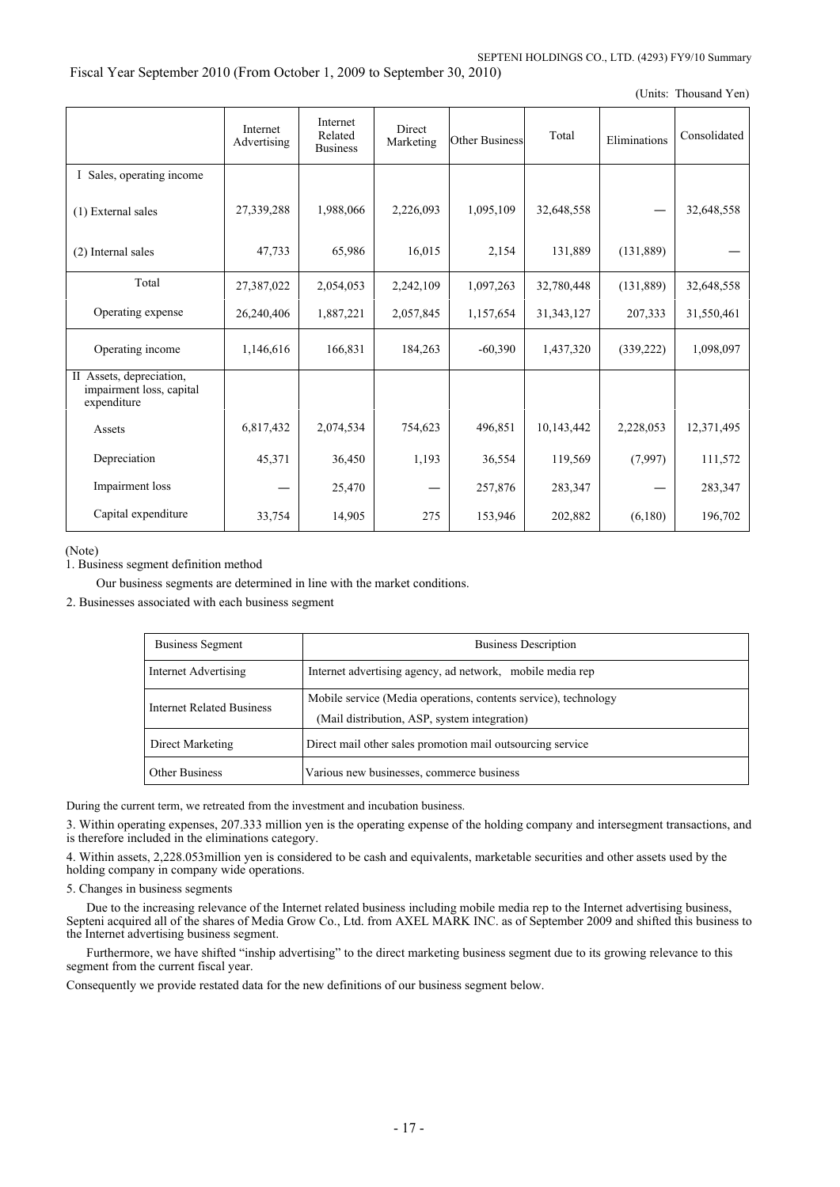Fiscal Year September 2010 (From October 1, 2009 to September 30, 2010)

(Units: Thousand Yen)

| | Internet Advertising | Internet Related Business | Direct Marketing | Other Business | Total | Eliminations | Consolidated |
|---|---|---|---|---|---|---|---|
| I Sales, operating income | | | | | | | |
| (1) External sales | 27,339,288 | 1,988,066 | 2,226,093 | 1,095,109 | 32,648,558 | — | 32,648,558 |
| (2) Internal sales | 47,733 | 65,986 | 16,015 | 2,154 | 131,889 | (131,889) | — |
| Total | 27,387,022 | 2,054,053 | 2,242,109 | 1,097,263 | 32,780,448 | (131,889) | 32,648,558 |
| Operating expense | 26,240,406 | 1,887,221 | 2,057,845 | 1,157,654 | 31,343,127 | 207,333 | 31,550,461 |
| Operating income | 1,146,616 | 166,831 | 184,263 | -60,390 | 1,437,320 | (339,222) | 1,098,097 |
| II Assets, depreciation, impairment loss, capital expenditure | | | | | | | |
| Assets | 6,817,432 | 2,074,534 | 754,623 | 496,851 | 10,143,442 | 2,228,053 | 12,371,495 |
| Depreciation | 45,371 | 36,450 | 1,193 | 36,554 | 119,569 | (7,997) | 111,572 |
| Impairment loss | — | 25,470 | — | 257,876 | 283,347 | — | 283,347 |
| Capital expenditure | 33,754 | 14,905 | 275 | 153,946 | 202,882 | (6,180) | 196,702 |

(Note)

1. Business segment definition method

   Our business segments are determined in line with the market conditions.

2. Businesses associated with each business segment

| Business Segment | Business Description |
|---|---|
| Internet Advertising | Internet advertising agency, ad network, mobile media rep |
| Internet Related Business | Mobile service (Media operations, contents service), technology (Mail distribution, ASP, system integration) |
| Direct Marketing | Direct mail other sales promotion mail outsourcing service |
| Other Business | Various new businesses, commerce business |

During the current term, we retreated from the investment and incubation business.

3. Within operating expenses, 207.333 million yen is the operating expense of the holding company and intersegment transactions, and is therefore included in the eliminations category.

4. Within assets, 2,228.053million yen is considered to be cash and equivalents, marketable securities and other assets used by the holding company in company wide operations.

5. Changes in business segments

Due to the increasing relevance of the Internet related business including mobile media rep to the Internet advertising business, Septeni acquired all of the shares of Media Grow Co., Ltd. from AXEL MARK INC. as of September 2009 and shifted this business to the Internet advertising business segment.

Furthermore, we have shifted "inship advertising" to the direct marketing business segment due to its growing relevance to this segment from the current fiscal year.

Consequently we provide restated data for the new definitions of our business segment below.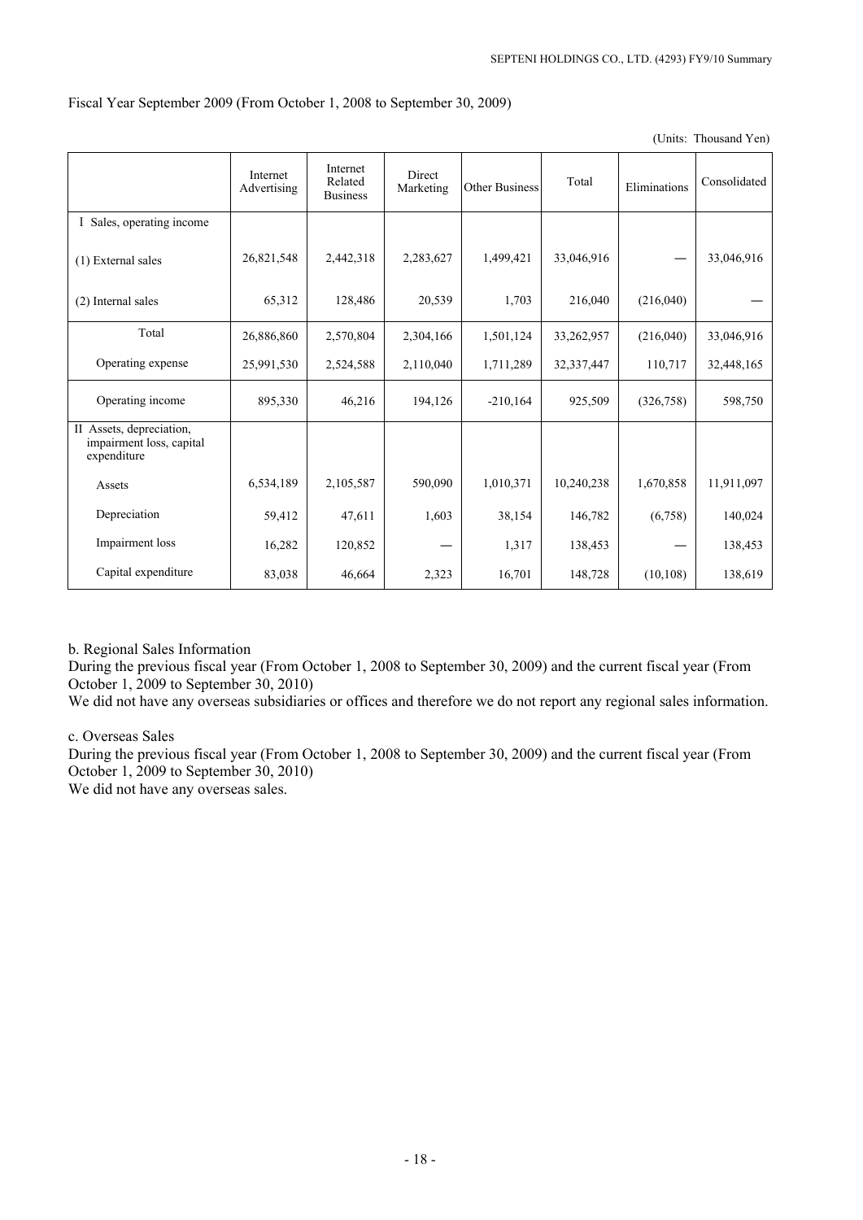Fiscal Year September 2009 (From October 1, 2008 to September 30, 2009)

(Units: Thousand Yen)

| | Internet Advertising | Internet Related Business | Direct Marketing | Other Business | Total | Eliminations | Consolidated |
|---|---|---|---|---|---|---|---|
| I Sales, operating income | | | | | | | |
| (1) External sales | 26,821,548 | 2,442,318 | 2,283,627 | 1,499,421 | 33,046,916 | — | 33,046,916 |
| (2) Internal sales | 65,312 | 128,486 | 20,539 | 1,703 | 216,040 | (216,040) | — |
| Total | 26,886,860 | 2,570,804 | 2,304,166 | 1,501,124 | 33,262,957 | (216,040) | 33,046,916 |
| Operating expense | 25,991,530 | 2,524,588 | 2,110,040 | 1,711,289 | 32,337,447 | 110,717 | 32,448,165 |
| Operating income | 895,330 | 46,216 | 194,126 | -210,164 | 925,509 | (326,758) | 598,750 |
| II Assets, depreciation, impairment loss, capital expenditure | | | | | | | |
| Assets | 6,534,189 | 2,105,587 | 590,090 | 1,010,371 | 10,240,238 | 1,670,858 | 11,911,097 |
| Depreciation | 59,412 | 47,611 | 1,603 | 38,154 | 146,782 | (6,758) | 140,024 |
| Impairment loss | 16,282 | 120,852 | — | 1,317 | 138,453 | — | 138,453 |
| Capital expenditure | 83,038 | 46,664 | 2,323 | 16,701 | 148,728 | (10,108) | 138,619 |

b. Regional Sales Information

During the previous fiscal year (From October 1, 2008 to September 30, 2009) and the current fiscal year (From October 1, 2009 to September 30, 2010)

We did not have any overseas subsidiaries or offices and therefore we do not report any regional sales information.

c. Overseas Sales

During the previous fiscal year (From October 1, 2008 to September 30, 2009) and the current fiscal year (From October 1, 2009 to September 30, 2010)

We did not have any overseas sales.